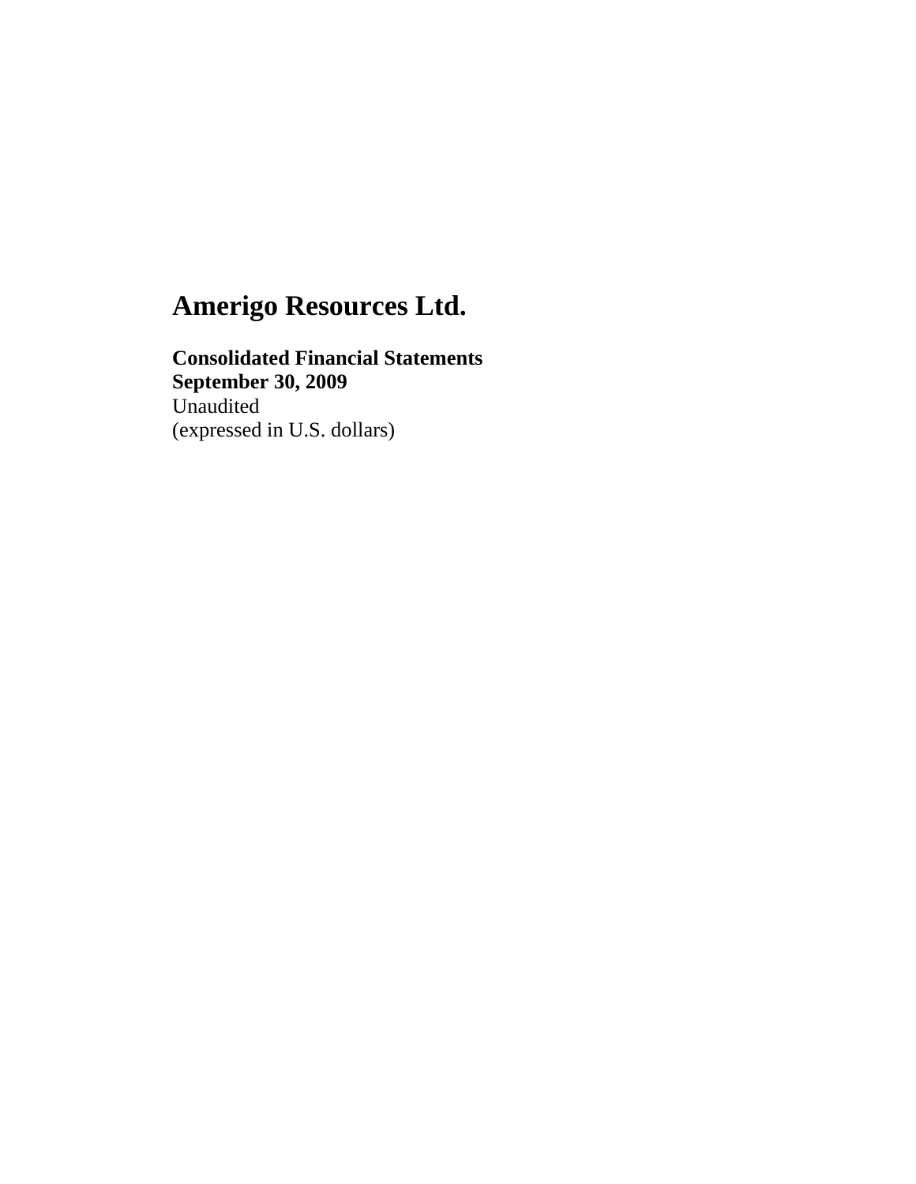# Amerigo Resources Ltd.

**Consolidated Financial Statements**
**September 30, 2009**
Unaudited
(expressed in U.S. dollars)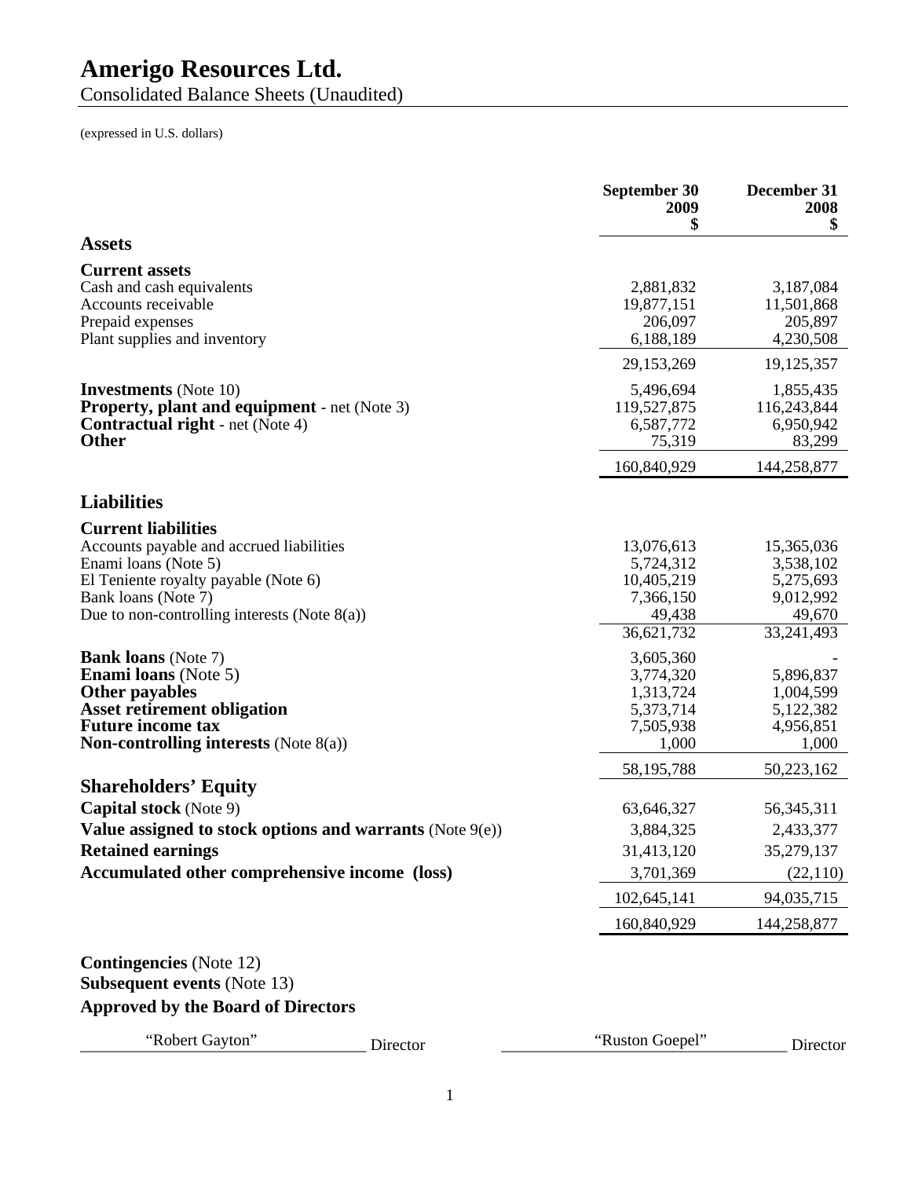# Amerigo Resources Ltd.

Consolidated Balance Sheets (Unaudited)

(expressed in U.S. dollars)

| | September 30 2009 $ | December 31 2008 $ |
|---|---|---|
| **Assets** | | |
| **Current assets** | | |
| Cash and cash equivalents | 2,881,832 | 3,187,084 |
| Accounts receivable | 19,877,151 | 11,501,868 |
| Prepaid expenses | 206,097 | 205,897 |
| Plant supplies and inventory | 6,188,189 | 4,230,508 |
| | 29,153,269 | 19,125,357 |
| **Investments** (Note 10) | 5,496,694 | 1,855,435 |
| **Property, plant and equipment** - net (Note 3) | 119,527,875 | 116,243,844 |
| **Contractual right** - net (Note 4) | 6,587,772 | 6,950,942 |
| **Other** | 75,319 | 83,299 |
| | 160,840,929 | 144,258,877 |
| **Liabilities** | | |
| **Current liabilities** | | |
| Accounts payable and accrued liabilities | 13,076,613 | 15,365,036 |
| Enami loans (Note 5) | 5,724,312 | 3,538,102 |
| El Teniente royalty payable (Note 6) | 10,405,219 | 5,275,693 |
| Bank loans (Note 7) | 7,366,150 | 9,012,992 |
| Due to non-controlling interests (Note 8(a)) | 49,438 | 49,670 |
| | 36,621,732 | 33,241,493 |
| **Bank loans** (Note 7) | 3,605,360 | - |
| **Enami loans** (Note 5) | 3,774,320 | 5,896,837 |
| **Other payables** | 1,313,724 | 1,004,599 |
| **Asset retirement obligation** | 5,373,714 | 5,122,382 |
| **Future income tax** | 7,505,938 | 4,956,851 |
| **Non-controlling interests** (Note 8(a)) | 1,000 | 1,000 |
| | 58,195,788 | 50,223,162 |
| **Shareholders' Equity** | | |
| **Capital stock** (Note 9) | 63,646,327 | 56,345,311 |
| **Value assigned to stock options and warrants** (Note 9(e)) | 3,884,325 | 2,433,377 |
| **Retained earnings** | 31,413,120 | 35,279,137 |
| **Accumulated other comprehensive income (loss)** | 3,701,369 | (22,110) |
| | 102,645,141 | 94,035,715 |
| | 160,840,929 | 144,258,877 |

**Contingencies** (Note 12)

**Subsequent events** (Note 13)

**Approved by the Board of Directors**

"Robert Gayton" Director "Ruston Goepel" Director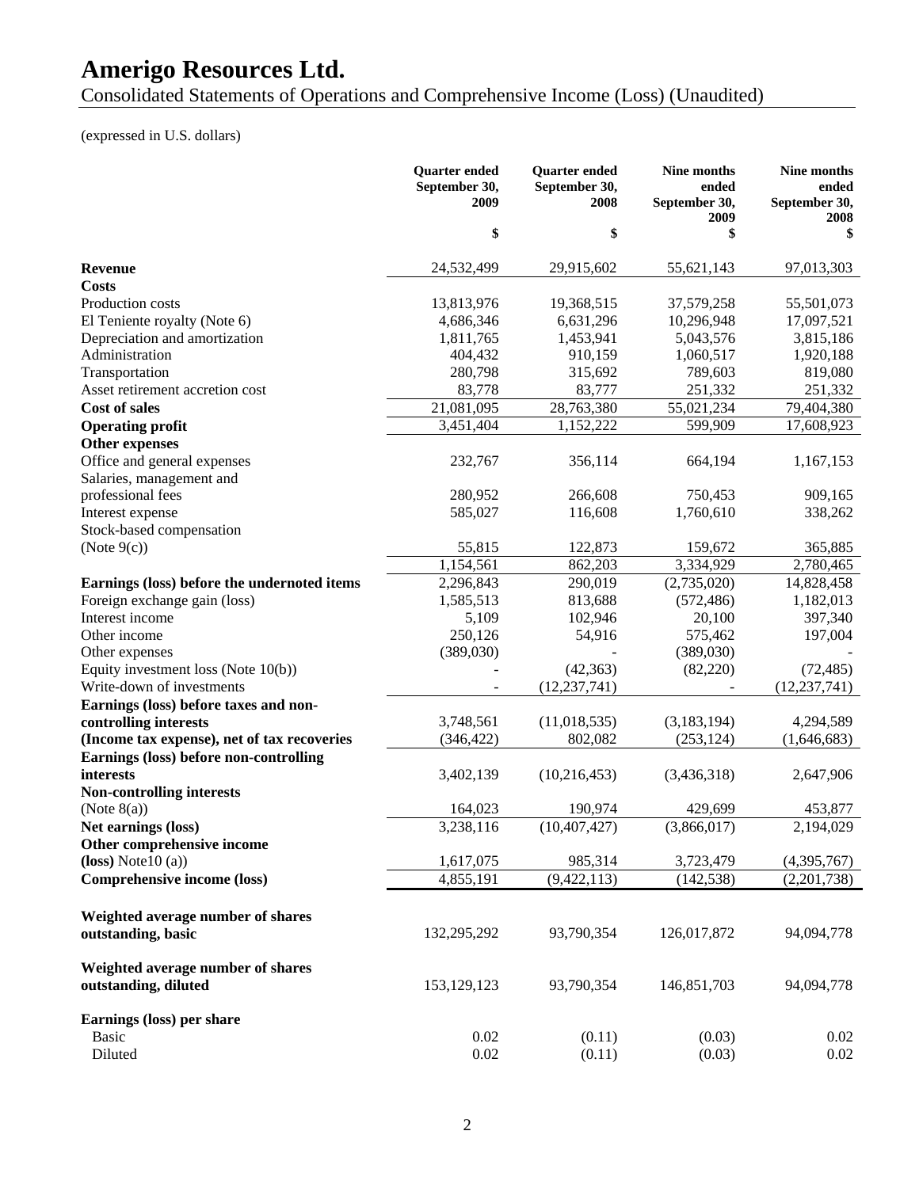# Amerigo Resources Ltd.

## Consolidated Statements of Operations and Comprehensive Income (Loss) (Unaudited)

(expressed in U.S. dollars)

| | Quarter ended September 30, 2009 | Quarter ended September 30, 2008 | Nine months ended September 30, 2009 | Nine months ended September 30, 2008 |
|---|---|---|---|---|
| | $ | $ | $ | $ |
| **Revenue** | 24,532,499 | 29,915,602 | 55,621,143 | 97,013,303 |
| **Costs** | | | | |
| Production costs | 13,813,976 | 19,368,515 | 37,579,258 | 55,501,073 |
| El Teniente royalty (Note 6) | 4,686,346 | 6,631,296 | 10,296,948 | 17,097,521 |
| Depreciation and amortization | 1,811,765 | 1,453,941 | 5,043,576 | 3,815,186 |
| Administration | 404,432 | 910,159 | 1,060,517 | 1,920,188 |
| Transportation | 280,798 | 315,692 | 789,603 | 819,080 |
| Asset retirement accretion cost | 83,778 | 83,777 | 251,332 | 251,332 |
| **Cost of sales** | 21,081,095 | 28,763,380 | 55,021,234 | 79,404,380 |
| **Operating profit** | 3,451,404 | 1,152,222 | 599,909 | 17,608,923 |
| **Other expenses** | | | | |
| Office and general expenses | 232,767 | 356,114 | 664,194 | 1,167,153 |
| Salaries, management and professional fees | 280,952 | 266,608 | 750,453 | 909,165 |
| Interest expense | 585,027 | 116,608 | 1,760,610 | 338,262 |
| Stock-based compensation (Note 9(c)) | 55,815 | 122,873 | 159,672 | 365,885 |
| | 1,154,561 | 862,203 | 3,334,929 | 2,780,465 |
| **Earnings (loss) before the undernoted items** | 2,296,843 | 290,019 | (2,735,020) | 14,828,458 |
| Foreign exchange gain (loss) | 1,585,513 | 813,688 | (572,486) | 1,182,013 |
| Interest income | 5,109 | 102,946 | 20,100 | 397,340 |
| Other income | 250,126 | 54,916 | 575,462 | 197,004 |
| Other expenses | (389,030) | - | (389,030) | - |
| Equity investment loss (Note 10(b)) | - | (42,363) | (82,220) | (72,485) |
| Write-down of investments | - | (12,237,741) | - | (12,237,741) |
| **Earnings (loss) before taxes and non-controlling interests** | 3,748,561 | (11,018,535) | (3,183,194) | 4,294,589 |
| **(Income tax expense), net of tax recoveries** | (346,422) | 802,082 | (253,124) | (1,646,683) |
| **Earnings (loss) before non-controlling interests** | 3,402,139 | (10,216,453) | (3,436,318) | 2,647,906 |
| **Non-controlling interests** (Note 8(a)) | 164,023 | 190,974 | 429,699 | 453,877 |
| **Net earnings (loss)** | 3,238,116 | (10,407,427) | (3,866,017) | 2,194,029 |
| **Other comprehensive income (loss)** Note10 (a)) | 1,617,075 | 985,314 | 3,723,479 | (4,395,767) |
| **Comprehensive income (loss)** | 4,855,191 | (9,422,113) | (142,538) | (2,201,738) |
| **Weighted average number of shares outstanding, basic** | 132,295,292 | 93,790,354 | 126,017,872 | 94,094,778 |
| **Weighted average number of shares outstanding, diluted** | 153,129,123 | 93,790,354 | 146,851,703 | 94,094,778 |
| **Earnings (loss) per share** | | | | |
| Basic | 0.02 | (0.11) | (0.03) | 0.02 |
| Diluted | 0.02 | (0.11) | (0.03) | 0.02 |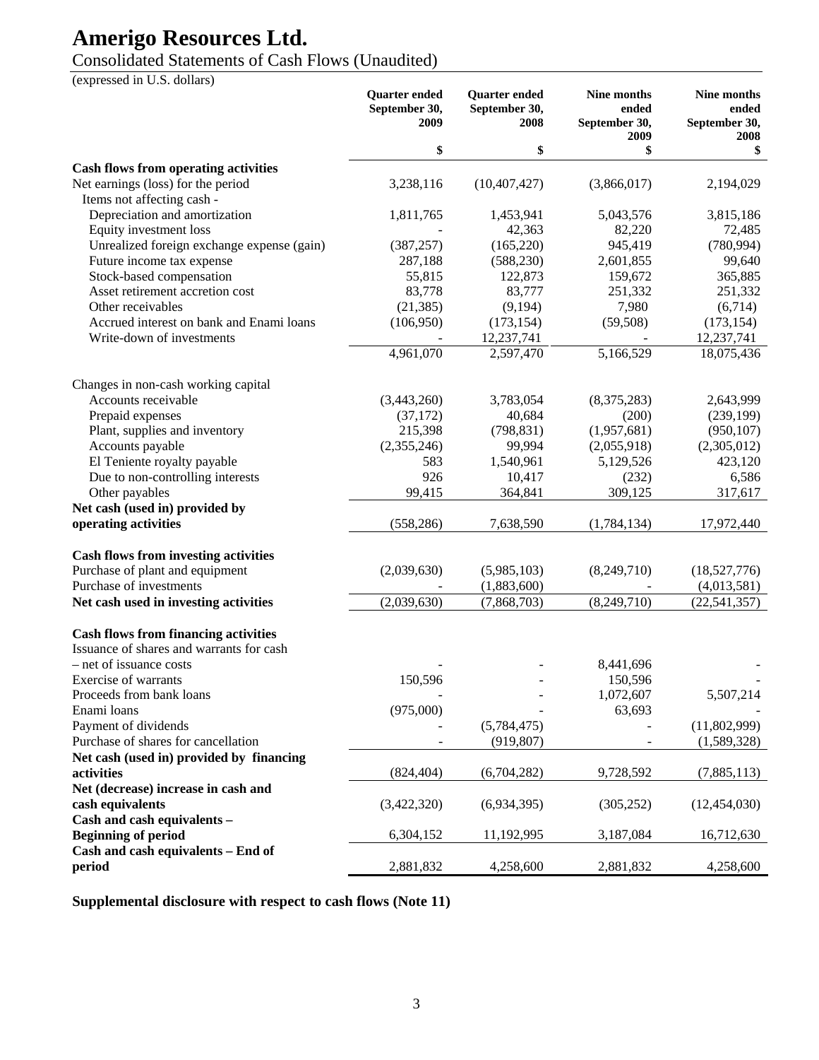# Amerigo Resources Ltd.

## Consolidated Statements of Cash Flows (Unaudited)

(expressed in U.S. dollars)

| | Quarter ended September 30, 2009 | Quarter ended September 30, 2008 | Nine months ended September 30, 2009 | Nine months ended September 30, 2008 |
|---|---|---|---|---|
| | $ | $ | $ | $ |
| **Cash flows from operating activities** | | | | |
| Net earnings (loss) for the period | 3,238,116 | (10,407,427) | (3,866,017) | 2,194,029 |
| Items not affecting cash - | | | | |
| Depreciation and amortization | 1,811,765 | 1,453,941 | 5,043,576 | 3,815,186 |
| Equity investment loss | - | 42,363 | 82,220 | 72,485 |
| Unrealized foreign exchange expense (gain) | (387,257) | (165,220) | 945,419 | (780,994) |
| Future income tax expense | 287,188 | (588,230) | 2,601,855 | 99,640 |
| Stock-based compensation | 55,815 | 122,873 | 159,672 | 365,885 |
| Asset retirement accretion cost | 83,778 | 83,777 | 251,332 | 251,332 |
| Other receivables | (21,385) | (9,194) | 7,980 | (6,714) |
| Accrued interest on bank and Enami loans | (106,950) | (173,154) | (59,508) | (173,154) |
| Write-down of investments | - | 12,237,741 | - | 12,237,741 |
| | 4,961,070 | 2,597,470 | 5,166,529 | 18,075,436 |
| Changes in non-cash working capital | | | | |
| Accounts receivable | (3,443,260) | 3,783,054 | (8,375,283) | 2,643,999 |
| Prepaid expenses | (37,172) | 40,684 | (200) | (239,199) |
| Plant, supplies and inventory | 215,398 | (798,831) | (1,957,681) | (950,107) |
| Accounts payable | (2,355,246) | 99,994 | (2,055,918) | (2,305,012) |
| El Teniente royalty payable | 583 | 1,540,961 | 5,129,526 | 423,120 |
| Due to non-controlling interests | 926 | 10,417 | (232) | 6,586 |
| Other payables | 99,415 | 364,841 | 309,125 | 317,617 |
| **Net cash (used in) provided by operating activities** | (558,286) | 7,638,590 | (1,784,134) | 17,972,440 |
| **Cash flows from investing activities** | | | | |
| Purchase of plant and equipment | (2,039,630) | (5,985,103) | (8,249,710) | (18,527,776) |
| Purchase of investments | - | (1,883,600) | - | (4,013,581) |
| **Net cash used in investing activities** | (2,039,630) | (7,868,703) | (8,249,710) | (22,541,357) |
| **Cash flows from financing activities** | | | | |
| Issuance of shares and warrants for cash – net of issuance costs | - | - | 8,441,696 | - |
| Exercise of warrants | 150,596 | - | 150,596 | - |
| Proceeds from bank loans | - | - | 1,072,607 | 5,507,214 |
| Enami loans | (975,000) | - | 63,693 | - |
| Payment of dividends | - | (5,784,475) | - | (11,802,999) |
| Purchase of shares for cancellation | - | (919,807) | - | (1,589,328) |
| **Net cash (used in) provided by financing activities** | (824,404) | (6,704,282) | 9,728,592 | (7,885,113) |
| **Net (decrease) increase in cash and cash equivalents** | (3,422,320) | (6,934,395) | (305,252) | (12,454,030) |
| **Cash and cash equivalents – Beginning of period** | 6,304,152 | 11,192,995 | 3,187,084 | 16,712,630 |
| **Cash and cash equivalents – End of period** | 2,881,832 | 4,258,600 | 2,881,832 | 4,258,600 |

**Supplemental disclosure with respect to cash flows (Note 11)**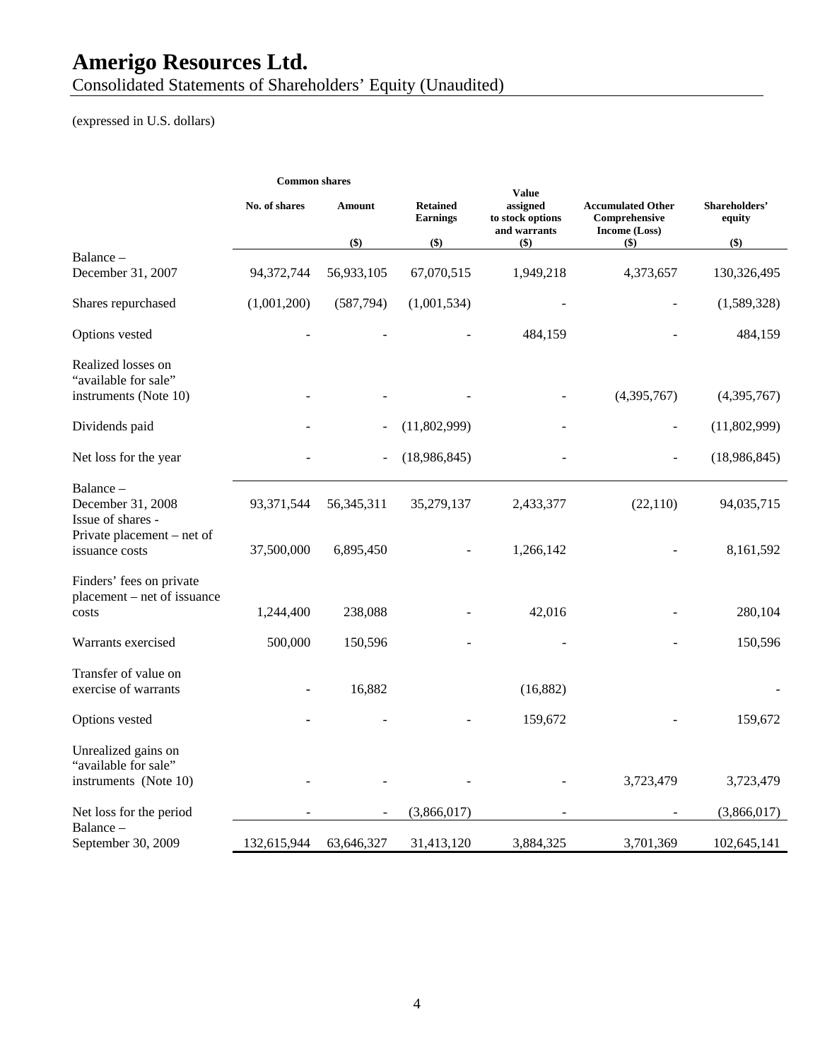# Amerigo Resources Ltd.

Consolidated Statements of Shareholders' Equity (Unaudited)

(expressed in U.S. dollars)

| | Common shares | | | | | |
|---|---|---|---|---|---|---|
| | No. of shares | Amount ($) | Retained Earnings ($) | Value assigned to stock options and warrants ($) | Accumulated Other Comprehensive Income (Loss) ($) | Shareholders' equity ($) |
| Balance – December 31, 2007 | 94,372,744 | 56,933,105 | 67,070,515 | 1,949,218 | 4,373,657 | 130,326,495 |
| Shares repurchased | (1,001,200) | (587,794) | (1,001,534) | - | - | (1,589,328) |
| Options vested | - | - | - | 484,159 | - | 484,159 |
| Realized losses on "available for sale" instruments (Note 10) | - | - | - | - | (4,395,767) | (4,395,767) |
| Dividends paid | - | - | (11,802,999) | - | - | (11,802,999) |
| Net loss for the year | - | - | (18,986,845) | - | - | (18,986,845) |
| Balance – December 31, 2008 | 93,371,544 | 56,345,311 | 35,279,137 | 2,433,377 | (22,110) | 94,035,715 |
| Issue of shares - Private placement – net of issuance costs | 37,500,000 | 6,895,450 | - | 1,266,142 | - | 8,161,592 |
| Finders' fees on private placement – net of issuance costs | 1,244,400 | 238,088 | - | 42,016 | - | 280,104 |
| Warrants exercised | 500,000 | 150,596 | - | - | - | 150,596 |
| Transfer of value on exercise of warrants | - | 16,882 | | (16,882) | | - |
| Options vested | - | - | - | 159,672 | - | 159,672 |
| Unrealized gains on "available for sale" instruments (Note 10) | - | - | - | - | 3,723,479 | 3,723,479 |
| Net loss for the period | - | - | (3,866,017) | - | - | (3,866,017) |
| Balance – September 30, 2009 | 132,615,944 | 63,646,327 | 31,413,120 | 3,884,325 | 3,701,369 | 102,645,141 |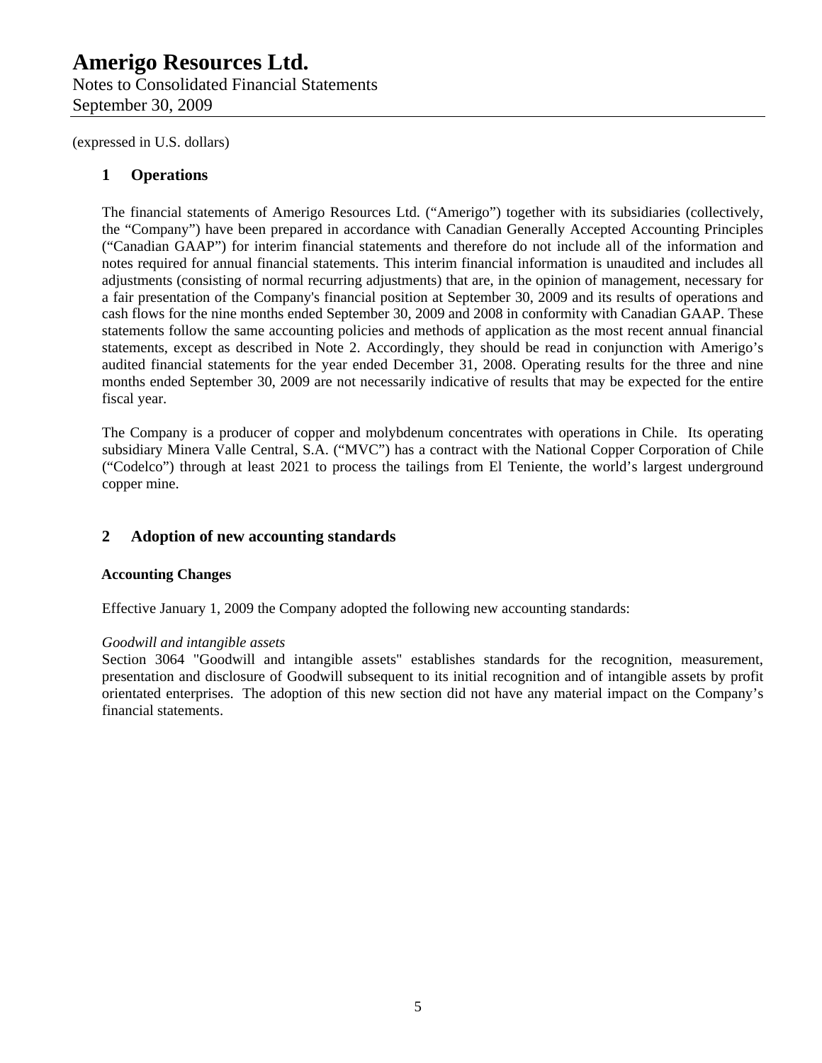# Amerigo Resources Ltd.

Notes to Consolidated Financial Statements
September 30, 2009

(expressed in U.S. dollars)

## 1 Operations

The financial statements of Amerigo Resources Ltd. ("Amerigo") together with its subsidiaries (collectively, the "Company") have been prepared in accordance with Canadian Generally Accepted Accounting Principles ("Canadian GAAP") for interim financial statements and therefore do not include all of the information and notes required for annual financial statements. This interim financial information is unaudited and includes all adjustments (consisting of normal recurring adjustments) that are, in the opinion of management, necessary for a fair presentation of the Company's financial position at September 30, 2009 and its results of operations and cash flows for the nine months ended September 30, 2009 and 2008 in conformity with Canadian GAAP. These statements follow the same accounting policies and methods of application as the most recent annual financial statements, except as described in Note 2. Accordingly, they should be read in conjunction with Amerigo's audited financial statements for the year ended December 31, 2008. Operating results for the three and nine months ended September 30, 2009 are not necessarily indicative of results that may be expected for the entire fiscal year.

The Company is a producer of copper and molybdenum concentrates with operations in Chile. Its operating subsidiary Minera Valle Central, S.A. ("MVC") has a contract with the National Copper Corporation of Chile ("Codelco") through at least 2021 to process the tailings from El Teniente, the world's largest underground copper mine.

## 2 Adoption of new accounting standards

**Accounting Changes**

Effective January 1, 2009 the Company adopted the following new accounting standards:

*Goodwill and intangible assets*
Section 3064 "Goodwill and intangible assets" establishes standards for the recognition, measurement, presentation and disclosure of Goodwill subsequent to its initial recognition and of intangible assets by profit orientated enterprises. The adoption of this new section did not have any material impact on the Company's financial statements.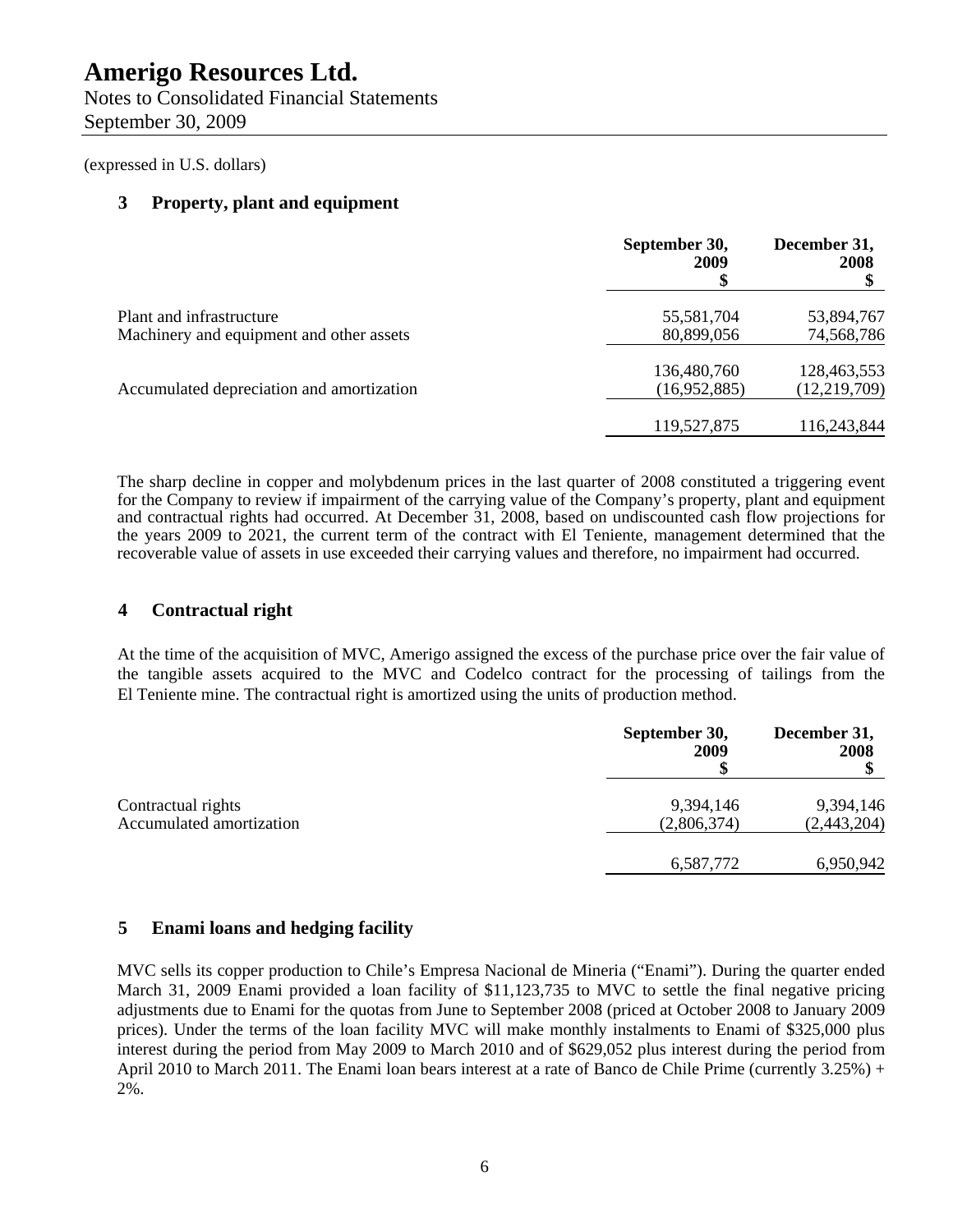(expressed in U.S. dollars)

## 3 Property, plant and equipment

| | September 30, 2009 $ | December 31, 2008 $ |
|---|---|---|
| Plant and infrastructure | 55,581,704 | 53,894,767 |
| Machinery and equipment and other assets | 80,899,056 | 74,568,786 |
| | 136,480,760 | 128,463,553 |
| Accumulated depreciation and amortization | (16,952,885) | (12,219,709) |
| | 119,527,875 | 116,243,844 |

The sharp decline in copper and molybdenum prices in the last quarter of 2008 constituted a triggering event for the Company to review if impairment of the carrying value of the Company's property, plant and equipment and contractual rights had occurred. At December 31, 2008, based on undiscounted cash flow projections for the years 2009 to 2021, the current term of the contract with El Teniente, management determined that the recoverable value of assets in use exceeded their carrying values and therefore, no impairment had occurred.

## 4 Contractual right

At the time of the acquisition of MVC, Amerigo assigned the excess of the purchase price over the fair value of the tangible assets acquired to the MVC and Codelco contract for the processing of tailings from the El Teniente mine. The contractual right is amortized using the units of production method.

| | September 30, 2009 $ | December 31, 2008 $ |
|---|---|---|
| Contractual rights | 9,394,146 | 9,394,146 |
| Accumulated amortization | (2,806,374) | (2,443,204) |
| | 6,587,772 | 6,950,942 |

## 5 Enami loans and hedging facility

MVC sells its copper production to Chile's Empresa Nacional de Mineria ("Enami"). During the quarter ended March 31, 2009 Enami provided a loan facility of $11,123,735 to MVC to settle the final negative pricing adjustments due to Enami for the quotas from June to September 2008 (priced at October 2008 to January 2009 prices). Under the terms of the loan facility MVC will make monthly instalments to Enami of $325,000 plus interest during the period from May 2009 to March 2010 and of $629,052 plus interest during the period from April 2010 to March 2011. The Enami loan bears interest at a rate of Banco de Chile Prime (currently 3.25%) + 2%.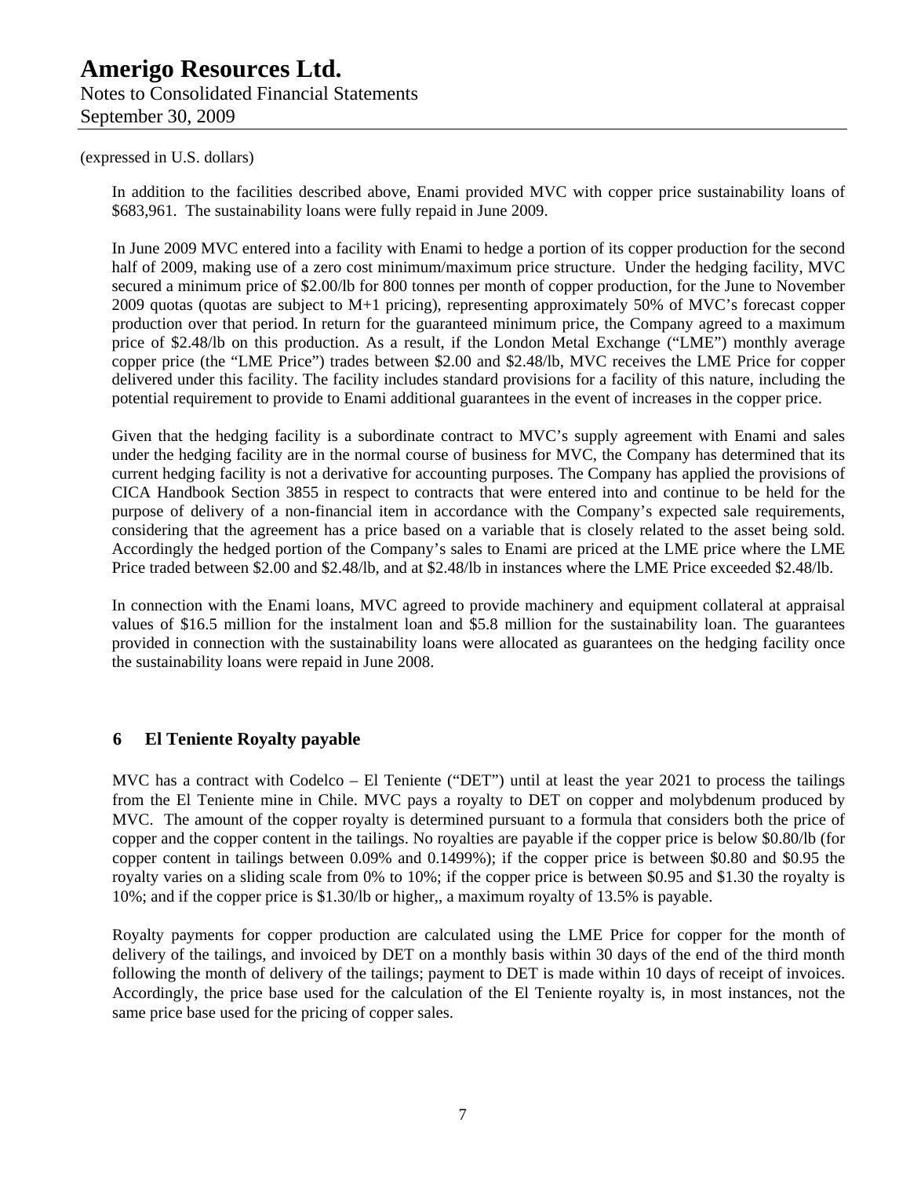(expressed in U.S. dollars)

In addition to the facilities described above, Enami provided MVC with copper price sustainability loans of $683,961. The sustainability loans were fully repaid in June 2009.

In June 2009 MVC entered into a facility with Enami to hedge a portion of its copper production for the second half of 2009, making use of a zero cost minimum/maximum price structure. Under the hedging facility, MVC secured a minimum price of $2.00/lb for 800 tonnes per month of copper production, for the June to November 2009 quotas (quotas are subject to M+1 pricing), representing approximately 50% of MVC's forecast copper production over that period. In return for the guaranteed minimum price, the Company agreed to a maximum price of $2.48/lb on this production. As a result, if the London Metal Exchange ("LME") monthly average copper price (the "LME Price") trades between $2.00 and $2.48/lb, MVC receives the LME Price for copper delivered under this facility. The facility includes standard provisions for a facility of this nature, including the potential requirement to provide to Enami additional guarantees in the event of increases in the copper price.

Given that the hedging facility is a subordinate contract to MVC's supply agreement with Enami and sales under the hedging facility are in the normal course of business for MVC, the Company has determined that its current hedging facility is not a derivative for accounting purposes. The Company has applied the provisions of CICA Handbook Section 3855 in respect to contracts that were entered into and continue to be held for the purpose of delivery of a non-financial item in accordance with the Company's expected sale requirements, considering that the agreement has a price based on a variable that is closely related to the asset being sold. Accordingly the hedged portion of the Company's sales to Enami are priced at the LME price where the LME Price traded between $2.00 and $2.48/lb, and at $2.48/lb in instances where the LME Price exceeded $2.48/lb.

In connection with the Enami loans, MVC agreed to provide machinery and equipment collateral at appraisal values of $16.5 million for the instalment loan and $5.8 million for the sustainability loan. The guarantees provided in connection with the sustainability loans were allocated as guarantees on the hedging facility once the sustainability loans were repaid in June 2008.

## 6 El Teniente Royalty payable

MVC has a contract with Codelco – El Teniente ("DET") until at least the year 2021 to process the tailings from the El Teniente mine in Chile. MVC pays a royalty to DET on copper and molybdenum produced by MVC. The amount of the copper royalty is determined pursuant to a formula that considers both the price of copper and the copper content in the tailings. No royalties are payable if the copper price is below $0.80/lb (for copper content in tailings between 0.09% and 0.1499%); if the copper price is between $0.80 and $0.95 the royalty varies on a sliding scale from 0% to 10%; if the copper price is between $0.95 and $1.30 the royalty is 10%; and if the copper price is $1.30/lb or higher,, a maximum royalty of 13.5% is payable.

Royalty payments for copper production are calculated using the LME Price for copper for the month of delivery of the tailings, and invoiced by DET on a monthly basis within 30 days of the end of the third month following the month of delivery of the tailings; payment to DET is made within 10 days of receipt of invoices. Accordingly, the price base used for the calculation of the El Teniente royalty is, in most instances, not the same price base used for the pricing of copper sales.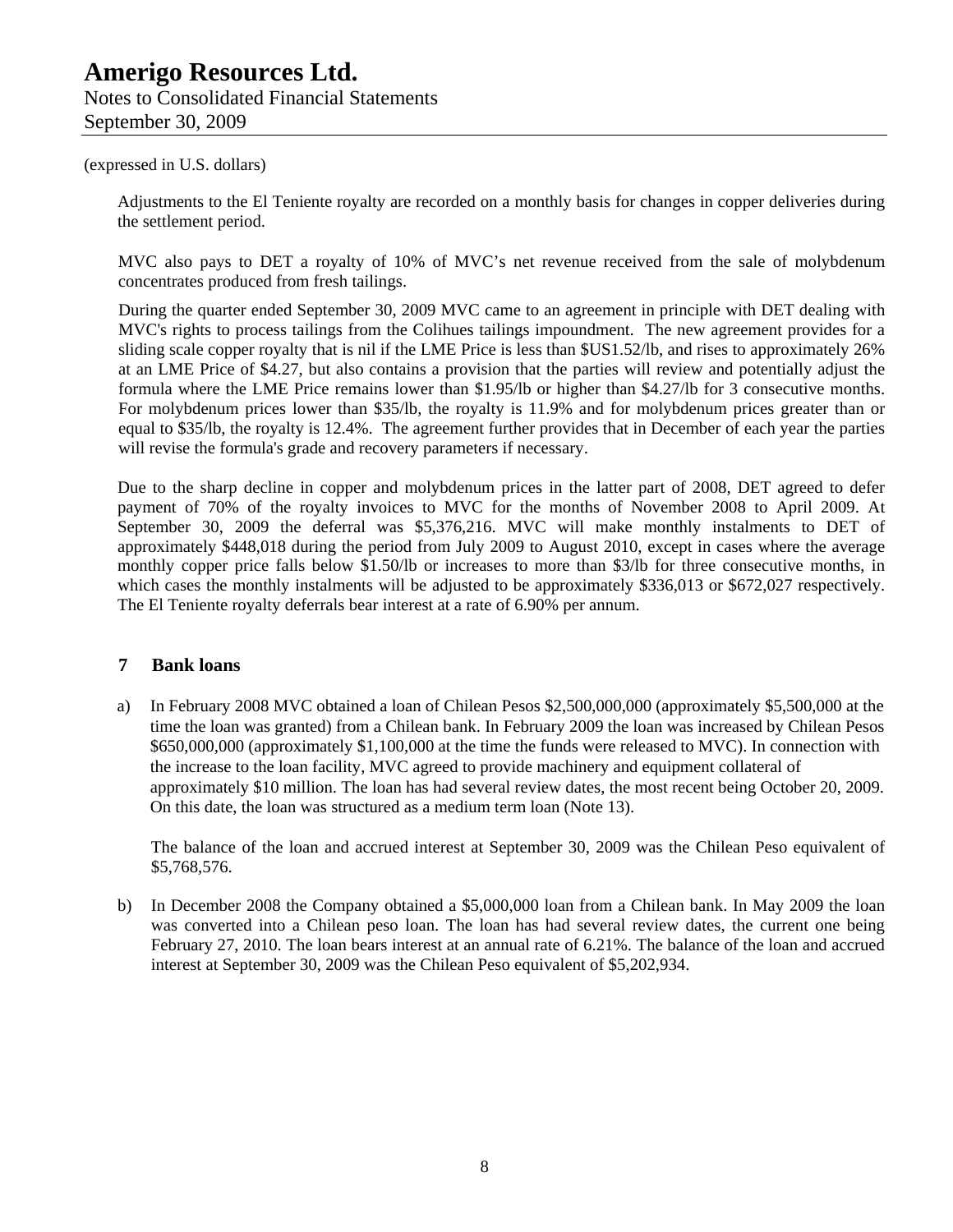(expressed in U.S. dollars)

Adjustments to the El Teniente royalty are recorded on a monthly basis for changes in copper deliveries during the settlement period.

MVC also pays to DET a royalty of 10% of MVC's net revenue received from the sale of molybdenum concentrates produced from fresh tailings.

During the quarter ended September 30, 2009 MVC came to an agreement in principle with DET dealing with MVC's rights to process tailings from the Colihues tailings impoundment. The new agreement provides for a sliding scale copper royalty that is nil if the LME Price is less than $US1.52/lb, and rises to approximately 26% at an LME Price of $4.27, but also contains a provision that the parties will review and potentially adjust the formula where the LME Price remains lower than $1.95/lb or higher than $4.27/lb for 3 consecutive months. For molybdenum prices lower than $35/lb, the royalty is 11.9% and for molybdenum prices greater than or equal to $35/lb, the royalty is 12.4%. The agreement further provides that in December of each year the parties will revise the formula's grade and recovery parameters if necessary.

Due to the sharp decline in copper and molybdenum prices in the latter part of 2008, DET agreed to defer payment of 70% of the royalty invoices to MVC for the months of November 2008 to April 2009. At September 30, 2009 the deferral was $5,376,216. MVC will make monthly instalments to DET of approximately $448,018 during the period from July 2009 to August 2010, except in cases where the average monthly copper price falls below $1.50/lb or increases to more than $3/lb for three consecutive months, in which cases the monthly instalments will be adjusted to be approximately $336,013 or $672,027 respectively. The El Teniente royalty deferrals bear interest at a rate of 6.90% per annum.

## 7 Bank loans

a) In February 2008 MVC obtained a loan of Chilean Pesos $2,500,000,000 (approximately $5,500,000 at the time the loan was granted) from a Chilean bank. In February 2009 the loan was increased by Chilean Pesos $650,000,000 (approximately $1,100,000 at the time the funds were released to MVC). In connection with the increase to the loan facility, MVC agreed to provide machinery and equipment collateral of approximately $10 million. The loan has had several review dates, the most recent being October 20, 2009. On this date, the loan was structured as a medium term loan (Note 13).

   The balance of the loan and accrued interest at September 30, 2009 was the Chilean Peso equivalent of $5,768,576.

b) In December 2008 the Company obtained a $5,000,000 loan from a Chilean bank. In May 2009 the loan was converted into a Chilean peso loan. The loan has had several review dates, the current one being February 27, 2010. The loan bears interest at an annual rate of 6.21%. The balance of the loan and accrued interest at September 30, 2009 was the Chilean Peso equivalent of $5,202,934.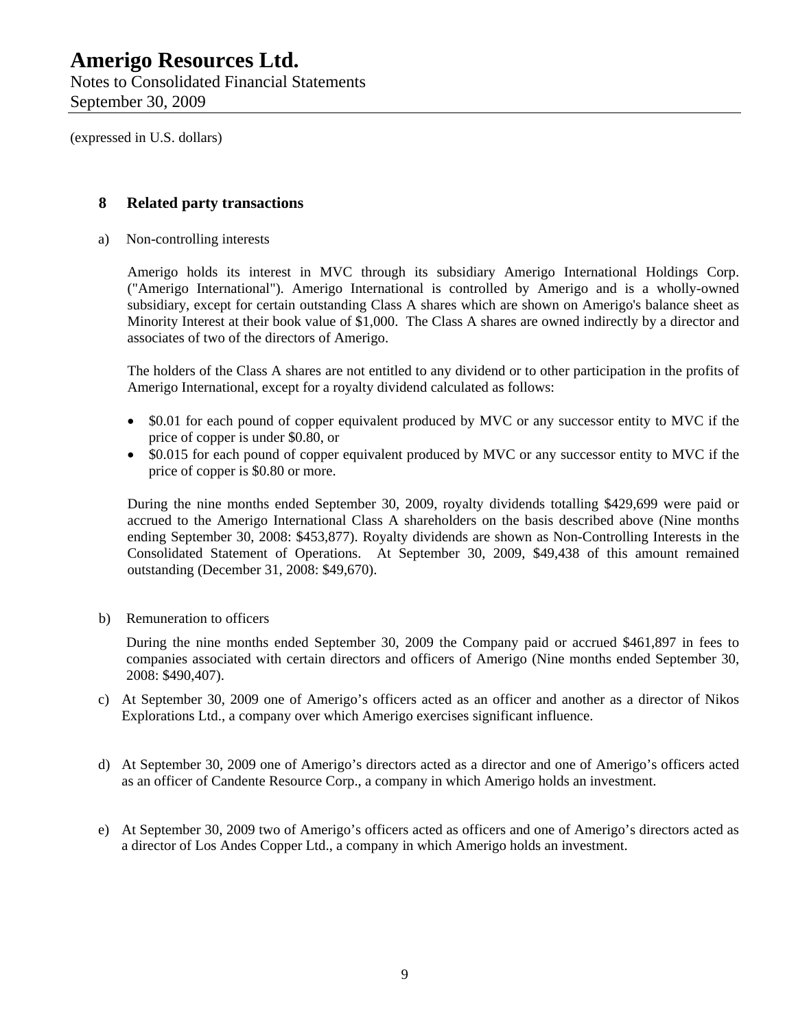(expressed in U.S. dollars)

## 8 Related party transactions

a) Non-controlling interests

Amerigo holds its interest in MVC through its subsidiary Amerigo International Holdings Corp. ("Amerigo International"). Amerigo International is controlled by Amerigo and is a wholly-owned subsidiary, except for certain outstanding Class A shares which are shown on Amerigo's balance sheet as Minority Interest at their book value of $1,000. The Class A shares are owned indirectly by a director and associates of two of the directors of Amerigo.

The holders of the Class A shares are not entitled to any dividend or to other participation in the profits of Amerigo International, except for a royalty dividend calculated as follows:

- $0.01 for each pound of copper equivalent produced by MVC or any successor entity to MVC if the price of copper is under $0.80, or
- $0.015 for each pound of copper equivalent produced by MVC or any successor entity to MVC if the price of copper is $0.80 or more.

During the nine months ended September 30, 2009, royalty dividends totalling $429,699 were paid or accrued to the Amerigo International Class A shareholders on the basis described above (Nine months ending September 30, 2008: $453,877). Royalty dividends are shown as Non-Controlling Interests in the Consolidated Statement of Operations. At September 30, 2009, $49,438 of this amount remained outstanding (December 31, 2008: $49,670).

b) Remuneration to officers

During the nine months ended September 30, 2009 the Company paid or accrued $461,897 in fees to companies associated with certain directors and officers of Amerigo (Nine months ended September 30, 2008: $490,407).

c) At September 30, 2009 one of Amerigo's officers acted as an officer and another as a director of Nikos Explorations Ltd., a company over which Amerigo exercises significant influence.

d) At September 30, 2009 one of Amerigo's directors acted as a director and one of Amerigo's officers acted as an officer of Candente Resource Corp., a company in which Amerigo holds an investment.

e) At September 30, 2009 two of Amerigo's officers acted as officers and one of Amerigo's directors acted as a director of Los Andes Copper Ltd., a company in which Amerigo holds an investment.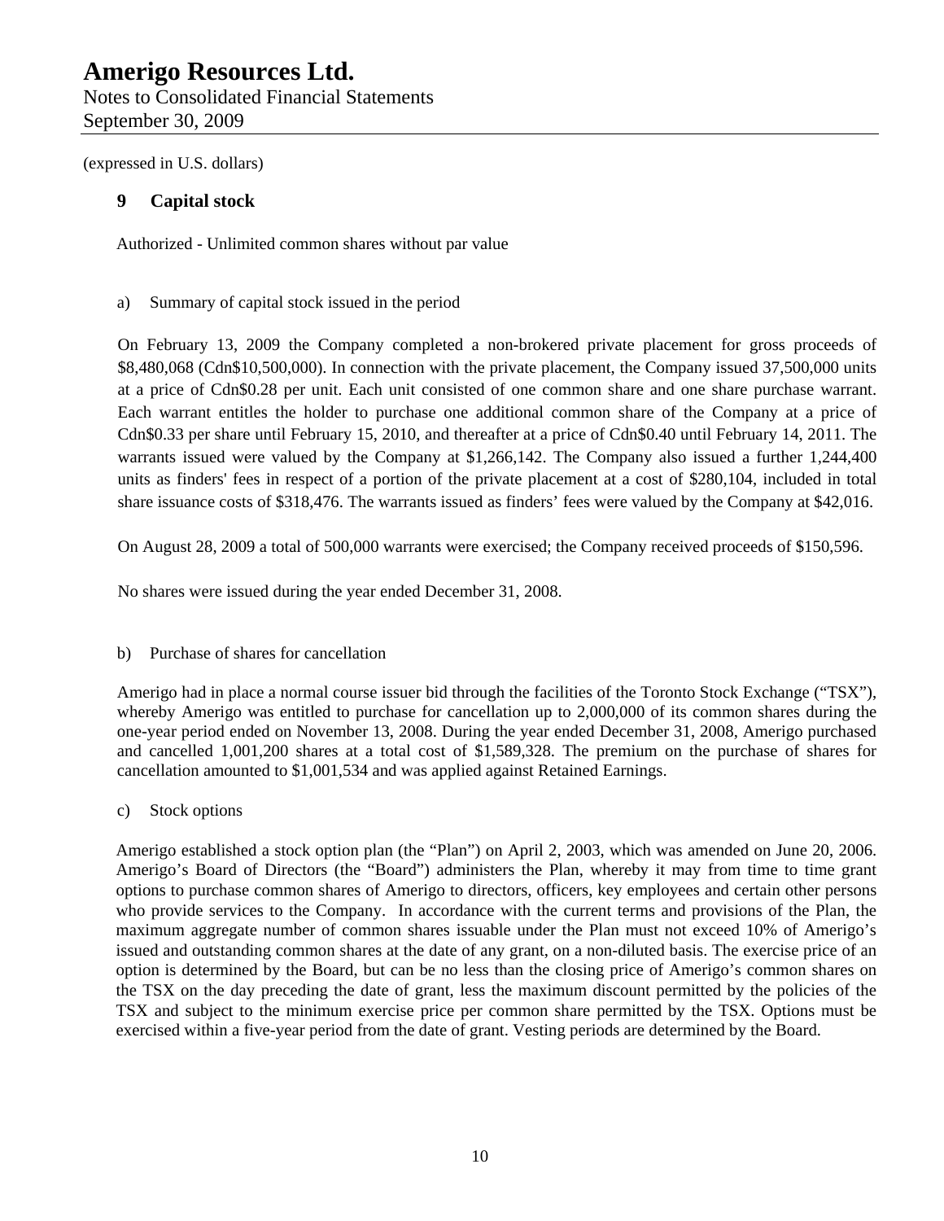(expressed in U.S. dollars)

## 9 Capital stock

Authorized - Unlimited common shares without par value

a) Summary of capital stock issued in the period

On February 13, 2009 the Company completed a non-brokered private placement for gross proceeds of $8,480,068 (Cdn$10,500,000). In connection with the private placement, the Company issued 37,500,000 units at a price of Cdn$0.28 per unit. Each unit consisted of one common share and one share purchase warrant. Each warrant entitles the holder to purchase one additional common share of the Company at a price of Cdn$0.33 per share until February 15, 2010, and thereafter at a price of Cdn$0.40 until February 14, 2011. The warrants issued were valued by the Company at $1,266,142. The Company also issued a further 1,244,400 units as finders' fees in respect of a portion of the private placement at a cost of $280,104, included in total share issuance costs of $318,476. The warrants issued as finders' fees were valued by the Company at $42,016.

On August 28, 2009 a total of 500,000 warrants were exercised; the Company received proceeds of $150,596.

No shares were issued during the year ended December 31, 2008.

b) Purchase of shares for cancellation

Amerigo had in place a normal course issuer bid through the facilities of the Toronto Stock Exchange ("TSX"), whereby Amerigo was entitled to purchase for cancellation up to 2,000,000 of its common shares during the one-year period ended on November 13, 2008. During the year ended December 31, 2008, Amerigo purchased and cancelled 1,001,200 shares at a total cost of $1,589,328. The premium on the purchase of shares for cancellation amounted to $1,001,534 and was applied against Retained Earnings.

c) Stock options

Amerigo established a stock option plan (the "Plan") on April 2, 2003, which was amended on June 20, 2006. Amerigo's Board of Directors (the "Board") administers the Plan, whereby it may from time to time grant options to purchase common shares of Amerigo to directors, officers, key employees and certain other persons who provide services to the Company. In accordance with the current terms and provisions of the Plan, the maximum aggregate number of common shares issuable under the Plan must not exceed 10% of Amerigo's issued and outstanding common shares at the date of any grant, on a non-diluted basis. The exercise price of an option is determined by the Board, but can be no less than the closing price of Amerigo's common shares on the TSX on the day preceding the date of grant, less the maximum discount permitted by the policies of the TSX and subject to the minimum exercise price per common share permitted by the TSX. Options must be exercised within a five-year period from the date of grant. Vesting periods are determined by the Board.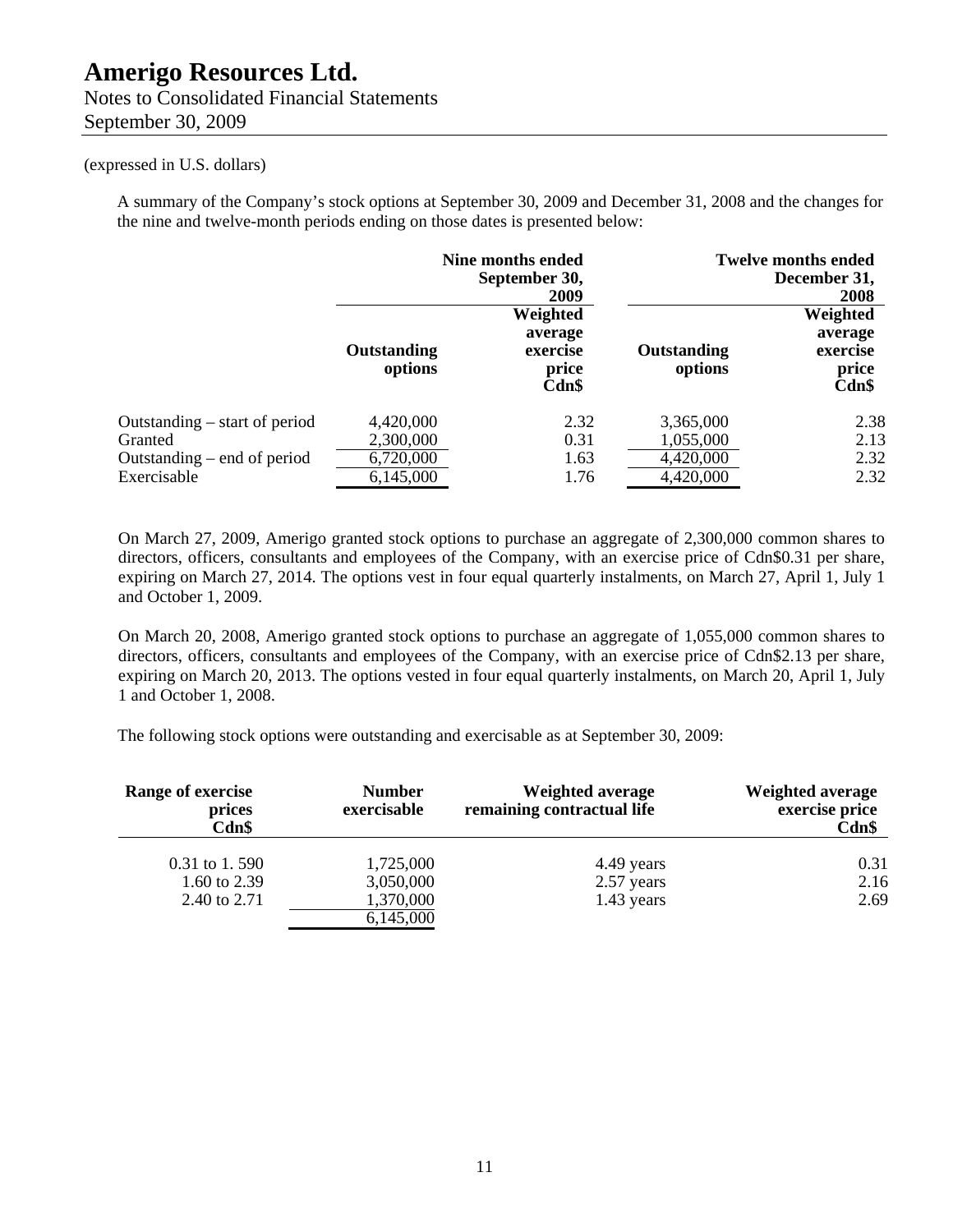(expressed in U.S. dollars)

A summary of the Company's stock options at September 30, 2009 and December 31, 2008 and the changes for the nine and twelve-month periods ending on those dates is presented below:

| | Nine months ended September 30, 2009 | | Twelve months ended December 31, 2008 | |
|---|---|---|---|---|
| | **Outstanding options** | **Weighted average exercise price Cdn$** | **Outstanding options** | **Weighted average exercise price Cdn$** |
| Outstanding – start of period | 4,420,000 | 2.32 | 3,365,000 | 2.38 |
| Granted | 2,300,000 | 0.31 | 1,055,000 | 2.13 |
| Outstanding – end of period | 6,720,000 | 1.63 | 4,420,000 | 2.32 |
| Exercisable | 6,145,000 | 1.76 | 4,420,000 | 2.32 |

On March 27, 2009, Amerigo granted stock options to purchase an aggregate of 2,300,000 common shares to directors, officers, consultants and employees of the Company, with an exercise price of Cdn$0.31 per share, expiring on March 27, 2014. The options vest in four equal quarterly instalments, on March 27, April 1, July 1 and October 1, 2009.

On March 20, 2008, Amerigo granted stock options to purchase an aggregate of 1,055,000 common shares to directors, officers, consultants and employees of the Company, with an exercise price of Cdn$2.13 per share, expiring on March 20, 2013. The options vested in four equal quarterly instalments, on March 20, April 1, July 1 and October 1, 2008.

The following stock options were outstanding and exercisable as at September 30, 2009:

| Range of exercise prices Cdn$ | Number exercisable | Weighted average remaining contractual life | Weighted average exercise price Cdn$ |
|---|---|---|---|
| 0.31 to 1. 590 | 1,725,000 | 4.49 years | 0.31 |
| 1.60 to 2.39 | 3,050,000 | 2.57 years | 2.16 |
| 2.40 to 2.71 | 1,370,000 | 1.43 years | 2.69 |
| | 6,145,000 | | |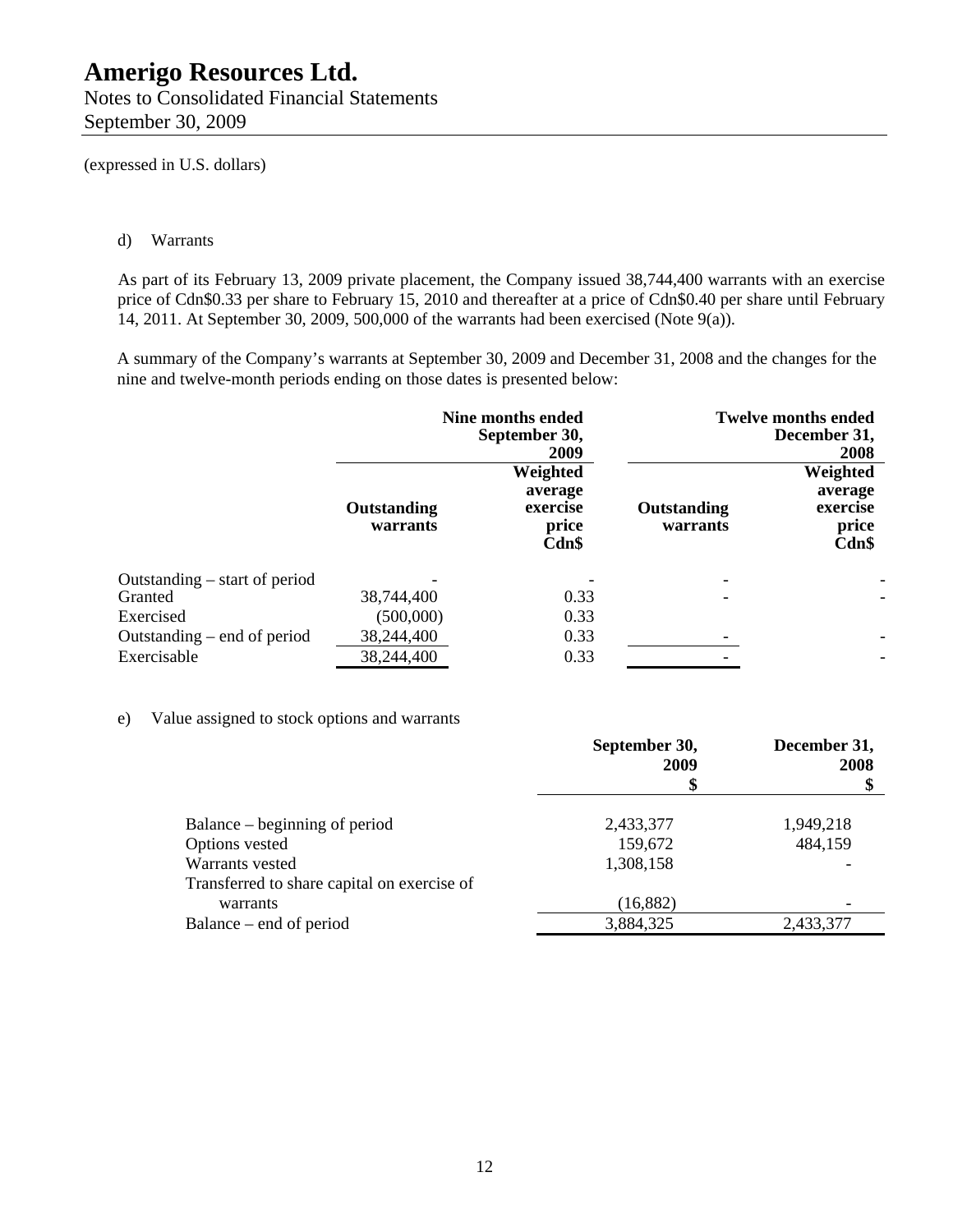# Amerigo Resources Ltd.

Notes to Consolidated Financial Statements
September 30, 2009

(expressed in U.S. dollars)

d) Warrants

As part of its February 13, 2009 private placement, the Company issued 38,744,400 warrants with an exercise price of Cdn$0.33 per share to February 15, 2010 and thereafter at a price of Cdn$0.40 per share until February 14, 2011. At September 30, 2009, 500,000 of the warrants had been exercised (Note 9(a)).

A summary of the Company's warrants at September 30, 2009 and December 31, 2008 and the changes for the nine and twelve-month periods ending on those dates is presented below:

| | Nine months ended September 30, 2009 | | Twelve months ended December 31, 2008 | |
|---|---|---|---|---|
| | **Outstanding warrants** | **Weighted average exercise price Cdn$** | **Outstanding warrants** | **Weighted average exercise price Cdn$** |
| Outstanding – start of period | - | - | - | - |
| Granted | 38,744,400 | 0.33 | - | - |
| Exercised | (500,000) | 0.33 | | |
| Outstanding – end of period | 38,244,400 | 0.33 | - | - |
| Exercisable | 38,244,400 | 0.33 | - | - |

e) Value assigned to stock options and warrants

| | September 30, 2009 $ | December 31, 2008 $ |
|---|---|---|
| Balance – beginning of period | 2,433,377 | 1,949,218 |
| Options vested | 159,672 | 484,159 |
| Warrants vested | 1,308,158 | - |
| Transferred to share capital on exercise of warrants | (16,882) | - |
| Balance – end of period | 3,884,325 | 2,433,377 |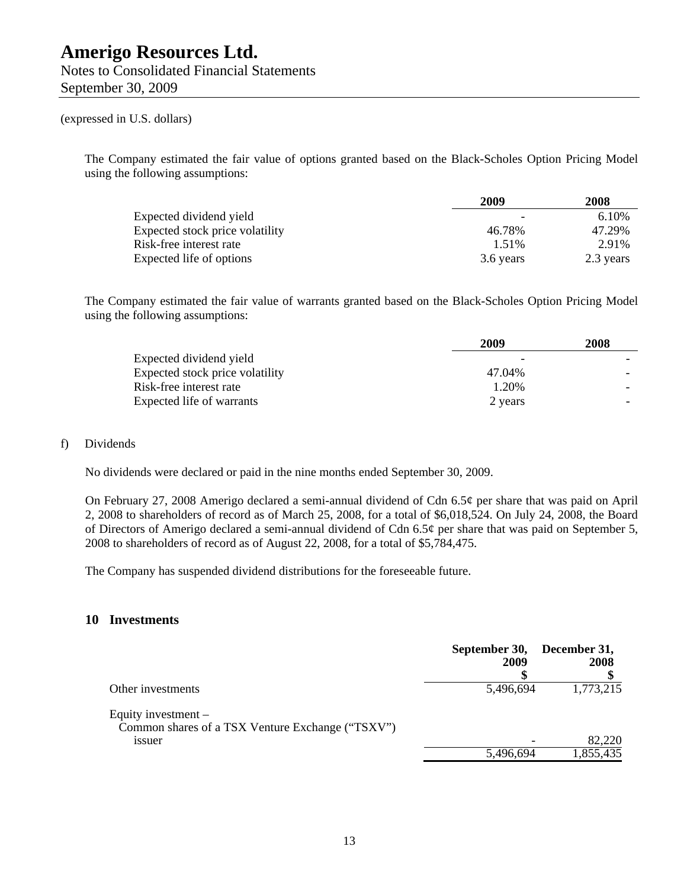(expressed in U.S. dollars)

The Company estimated the fair value of options granted based on the Black-Scholes Option Pricing Model using the following assumptions:

| | 2009 | 2008 |
|---|---|---|
| Expected dividend yield | - | 6.10% |
| Expected stock price volatility | 46.78% | 47.29% |
| Risk-free interest rate | 1.51% | 2.91% |
| Expected life of options | 3.6 years | 2.3 years |

The Company estimated the fair value of warrants granted based on the Black-Scholes Option Pricing Model using the following assumptions:

| | 2009 | 2008 |
|---|---|---|
| Expected dividend yield | - | - |
| Expected stock price volatility | 47.04% | - |
| Risk-free interest rate | 1.20% | - |
| Expected life of warrants | 2 years | - |

f) Dividends

No dividends were declared or paid in the nine months ended September 30, 2009.

On February 27, 2008 Amerigo declared a semi-annual dividend of Cdn 6.5¢ per share that was paid on April 2, 2008 to shareholders of record as of March 25, 2008, for a total of $6,018,524. On July 24, 2008, the Board of Directors of Amerigo declared a semi-annual dividend of Cdn 6.5¢ per share that was paid on September 5, 2008 to shareholders of record as of August 22, 2008, for a total of $5,784,475.

The Company has suspended dividend distributions for the foreseeable future.

## 10 Investments

| | September 30, 2009 $ | December 31, 2008 $ |
|---|---|---|
| Other investments | 5,496,694 | 1,773,215 |
| Equity investment – Common shares of a TSX Venture Exchange ("TSXV") issuer | - | 82,220 |
| | 5,496,694 | 1,855,435 |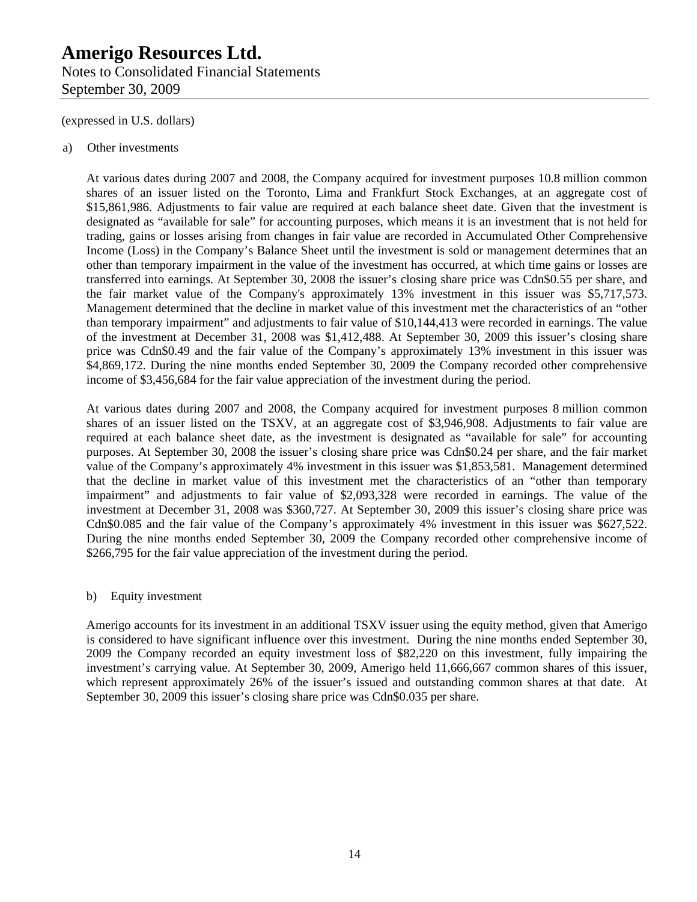(expressed in U.S. dollars)

a) Other investments

At various dates during 2007 and 2008, the Company acquired for investment purposes 10.8 million common shares of an issuer listed on the Toronto, Lima and Frankfurt Stock Exchanges, at an aggregate cost of $15,861,986. Adjustments to fair value are required at each balance sheet date. Given that the investment is designated as "available for sale" for accounting purposes, which means it is an investment that is not held for trading, gains or losses arising from changes in fair value are recorded in Accumulated Other Comprehensive Income (Loss) in the Company's Balance Sheet until the investment is sold or management determines that an other than temporary impairment in the value of the investment has occurred, at which time gains or losses are transferred into earnings. At September 30, 2008 the issuer's closing share price was Cdn$0.55 per share, and the fair market value of the Company's approximately 13% investment in this issuer was $5,717,573. Management determined that the decline in market value of this investment met the characteristics of an "other than temporary impairment" and adjustments to fair value of $10,144,413 were recorded in earnings. The value of the investment at December 31, 2008 was $1,412,488. At September 30, 2009 this issuer's closing share price was Cdn$0.49 and the fair value of the Company's approximately 13% investment in this issuer was $4,869,172. During the nine months ended September 30, 2009 the Company recorded other comprehensive income of $3,456,684 for the fair value appreciation of the investment during the period.

At various dates during 2007 and 2008, the Company acquired for investment purposes 8 million common shares of an issuer listed on the TSXV, at an aggregate cost of $3,946,908. Adjustments to fair value are required at each balance sheet date, as the investment is designated as "available for sale" for accounting purposes. At September 30, 2008 the issuer's closing share price was Cdn$0.24 per share, and the fair market value of the Company's approximately 4% investment in this issuer was $1,853,581. Management determined that the decline in market value of this investment met the characteristics of an "other than temporary impairment" and adjustments to fair value of $2,093,328 were recorded in earnings. The value of the investment at December 31, 2008 was $360,727. At September 30, 2009 this issuer's closing share price was Cdn$0.085 and the fair value of the Company's approximately 4% investment in this issuer was $627,522. During the nine months ended September 30, 2009 the Company recorded other comprehensive income of $266,795 for the fair value appreciation of the investment during the period.

b) Equity investment

Amerigo accounts for its investment in an additional TSXV issuer using the equity method, given that Amerigo is considered to have significant influence over this investment. During the nine months ended September 30, 2009 the Company recorded an equity investment loss of $82,220 on this investment, fully impairing the investment's carrying value. At September 30, 2009, Amerigo held 11,666,667 common shares of this issuer, which represent approximately 26% of the issuer's issued and outstanding common shares at that date. At September 30, 2009 this issuer's closing share price was Cdn$0.035 per share.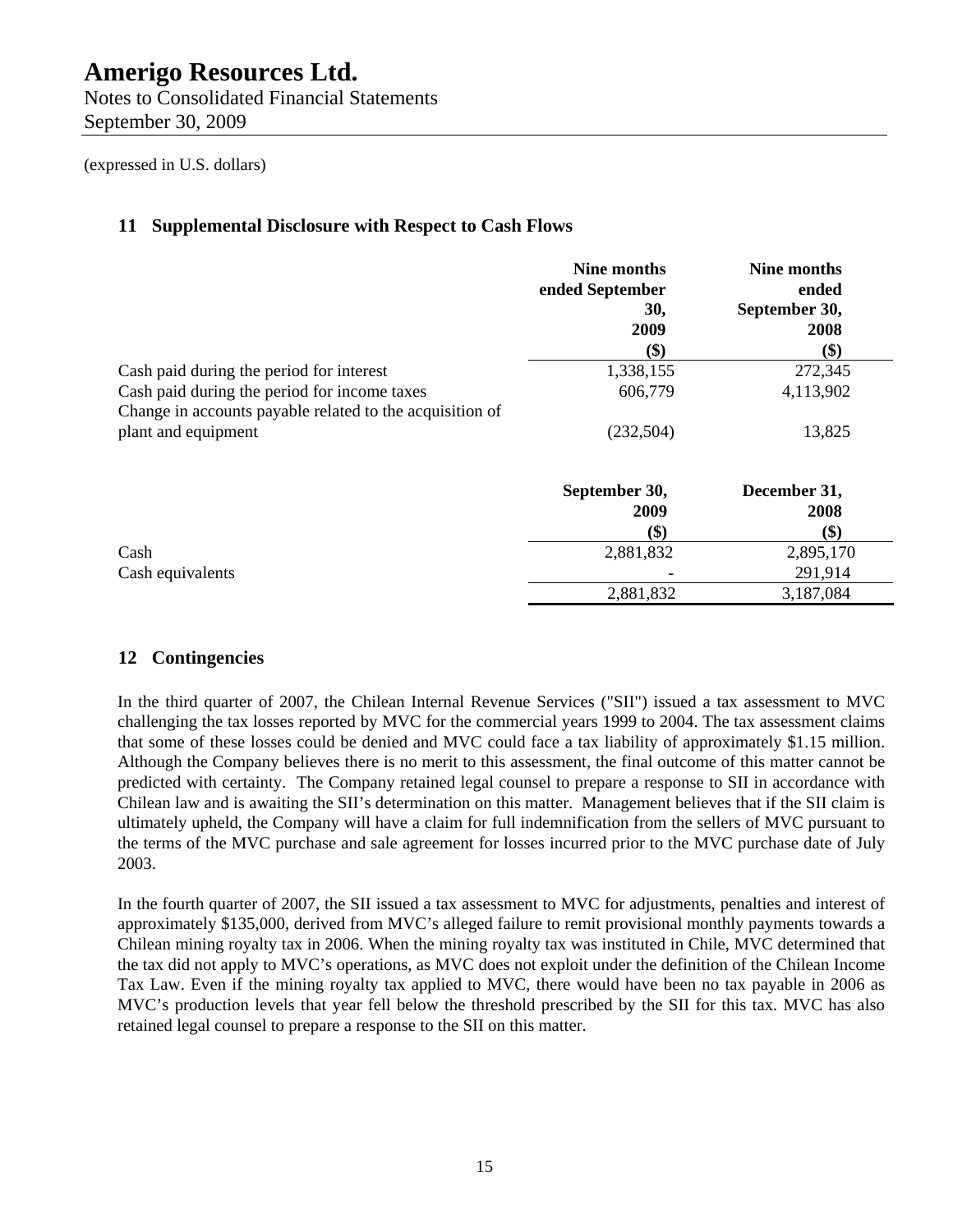# Amerigo Resources Ltd.

Notes to Consolidated Financial Statements
September 30, 2009

(expressed in U.S. dollars)

## 11 Supplemental Disclosure with Respect to Cash Flows

| | Nine months ended September 30, 2009 ($) | Nine months ended September 30, 2008 ($) |
|---|---|---|
| Cash paid during the period for interest | 1,338,155 | 272,345 |
| Cash paid during the period for income taxes | 606,779 | 4,113,902 |
| Change in accounts payable related to the acquisition of plant and equipment | (232,504) | 13,825 |

| | September 30, 2009 ($) | December 31, 2008 ($) |
|---|---|---|
| Cash | 2,881,832 | 2,895,170 |
| Cash equivalents | - | 291,914 |
| | 2,881,832 | 3,187,084 |

## 12 Contingencies

In the third quarter of 2007, the Chilean Internal Revenue Services ("SII") issued a tax assessment to MVC challenging the tax losses reported by MVC for the commercial years 1999 to 2004. The tax assessment claims that some of these losses could be denied and MVC could face a tax liability of approximately $1.15 million. Although the Company believes there is no merit to this assessment, the final outcome of this matter cannot be predicted with certainty. The Company retained legal counsel to prepare a response to SII in accordance with Chilean law and is awaiting the SII's determination on this matter. Management believes that if the SII claim is ultimately upheld, the Company will have a claim for full indemnification from the sellers of MVC pursuant to the terms of the MVC purchase and sale agreement for losses incurred prior to the MVC purchase date of July 2003.

In the fourth quarter of 2007, the SII issued a tax assessment to MVC for adjustments, penalties and interest of approximately $135,000, derived from MVC's alleged failure to remit provisional monthly payments towards a Chilean mining royalty tax in 2006. When the mining royalty tax was instituted in Chile, MVC determined that the tax did not apply to MVC's operations, as MVC does not exploit under the definition of the Chilean Income Tax Law. Even if the mining royalty tax applied to MVC, there would have been no tax payable in 2006 as MVC's production levels that year fell below the threshold prescribed by the SII for this tax. MVC has also retained legal counsel to prepare a response to the SII on this matter.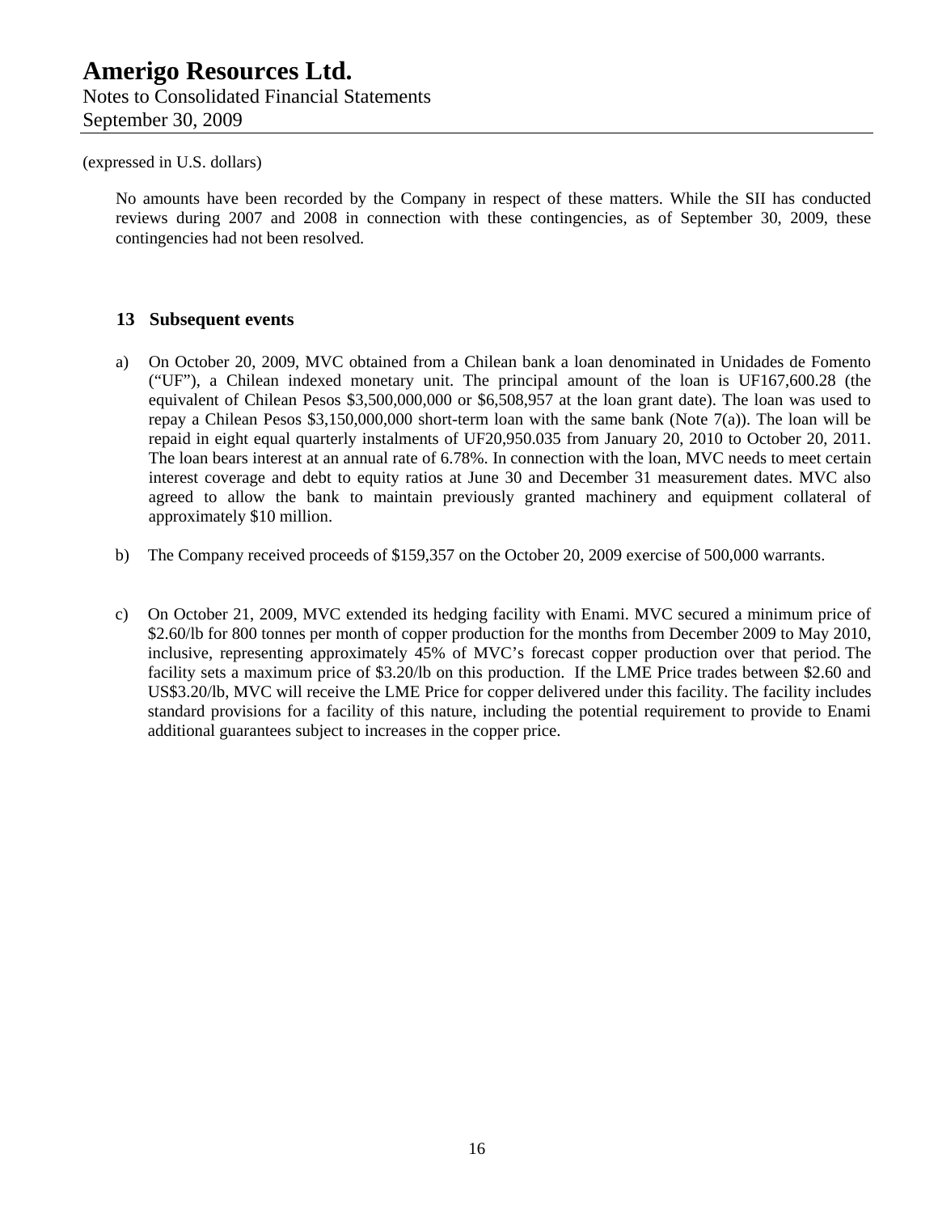(expressed in U.S. dollars)

No amounts have been recorded by the Company in respect of these matters. While the SII has conducted reviews during 2007 and 2008 in connection with these contingencies, as of September 30, 2009, these contingencies had not been resolved.

## 13 Subsequent events

a) On October 20, 2009, MVC obtained from a Chilean bank a loan denominated in Unidades de Fomento ("UF"), a Chilean indexed monetary unit. The principal amount of the loan is UF167,600.28 (the equivalent of Chilean Pesos $3,500,000,000 or $6,508,957 at the loan grant date). The loan was used to repay a Chilean Pesos $3,150,000,000 short-term loan with the same bank (Note 7(a)). The loan will be repaid in eight equal quarterly instalments of UF20,950.035 from January 20, 2010 to October 20, 2011. The loan bears interest at an annual rate of 6.78%. In connection with the loan, MVC needs to meet certain interest coverage and debt to equity ratios at June 30 and December 31 measurement dates. MVC also agreed to allow the bank to maintain previously granted machinery and equipment collateral of approximately $10 million.

b) The Company received proceeds of $159,357 on the October 20, 2009 exercise of 500,000 warrants.

c) On October 21, 2009, MVC extended its hedging facility with Enami. MVC secured a minimum price of $2.60/lb for 800 tonnes per month of copper production for the months from December 2009 to May 2010, inclusive, representing approximately 45% of MVC's forecast copper production over that period. The facility sets a maximum price of $3.20/lb on this production. If the LME Price trades between $2.60 and US$3.20/lb, MVC will receive the LME Price for copper delivered under this facility. The facility includes standard provisions for a facility of this nature, including the potential requirement to provide to Enami additional guarantees subject to increases in the copper price.